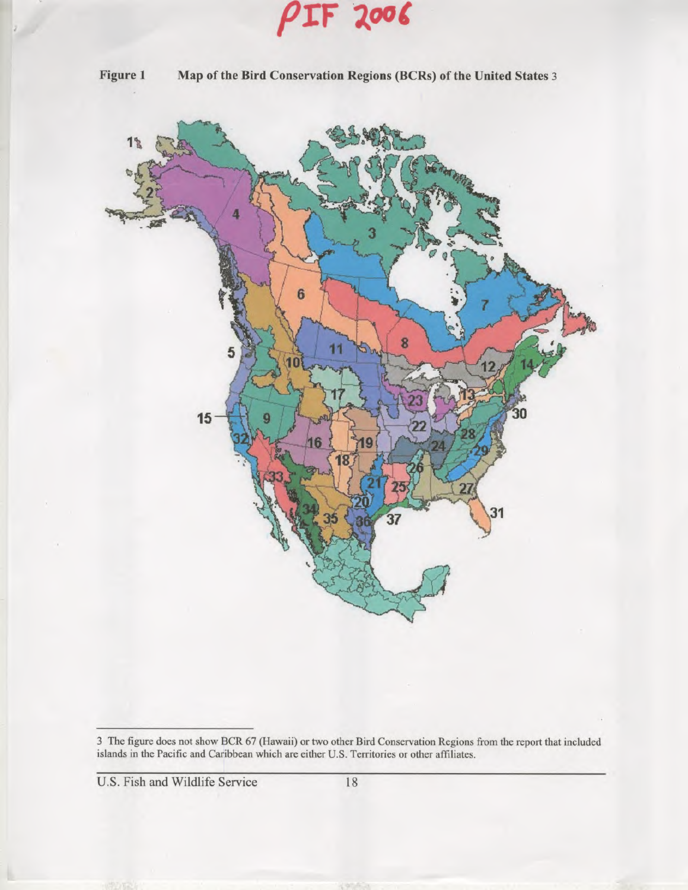PIF 2006

**Figure 1 Map of the Bird Conservation Regions (BCRs) of the United States** [3]

---

[3] The figure does not show BCR 67 (Hawaii) or two other Bird Conservation Regions from the report that included islands in the Pacific and Caribbean which are either U.S. Territories or other affiliates.

U.S. Fish and Wildlife Service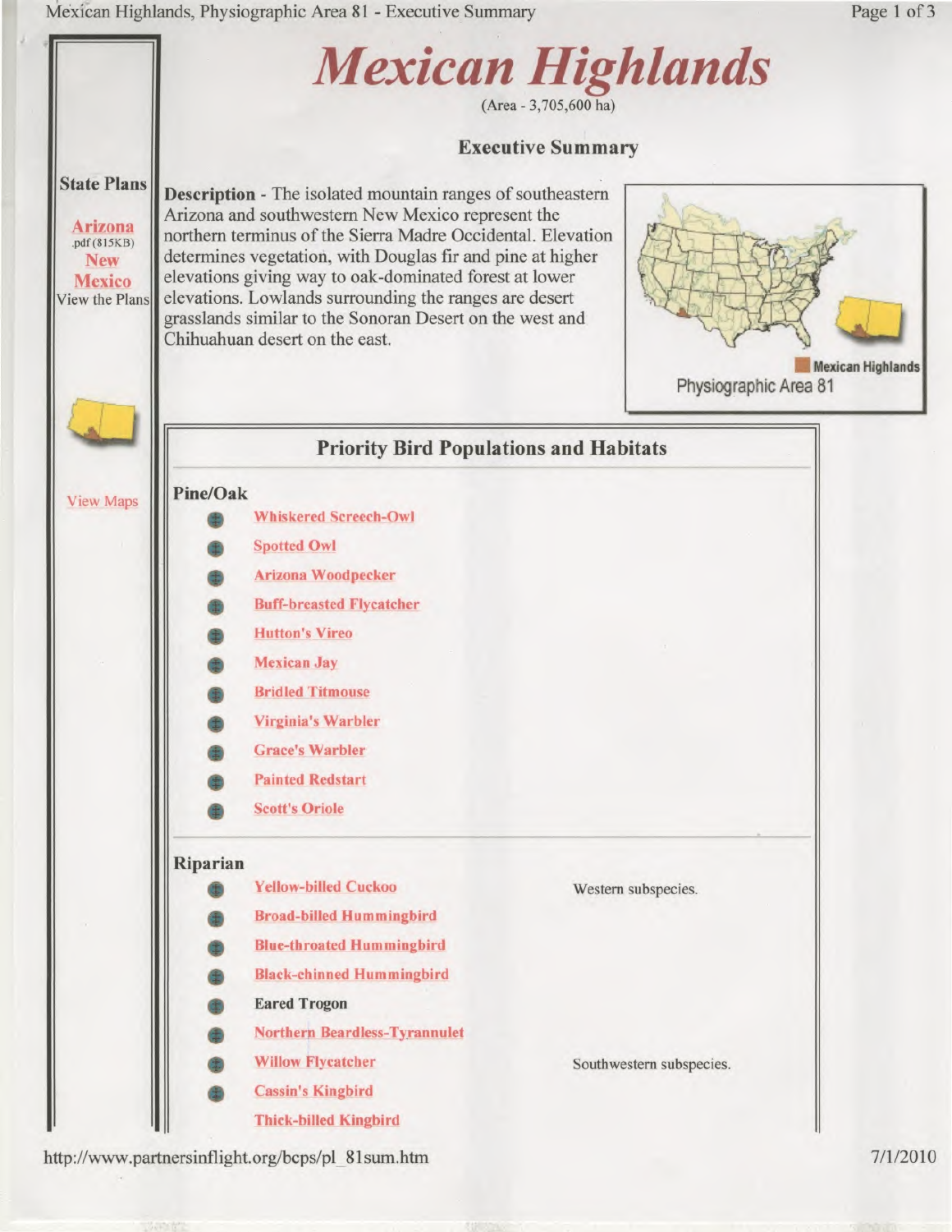# Mexican Highlands

(Area - 3,705,600 ha)

## Executive Summary

**State Plans**

Arizona .pdf (815KB)
New Mexico
View the Plans

View Maps

**Description** - The isolated mountain ranges of southeastern Arizona and southwestern New Mexico represent the northern terminus of the Sierra Madre Occidental. Elevation determines vegetation, with Douglas fir and pine at higher elevations giving way to oak-dominated forest at lower elevations. Lowlands surrounding the ranges are desert grasslands similar to the Sonoran Desert on the west and Chihuahuan desert on the east.

Mexican Highlands
Physiographic Area 81

## Priority Bird Populations and Habitats

### Pine/Oak

- Whiskered Screech-Owl
- Spotted Owl
- Arizona Woodpecker
- Buff-breasted Flycatcher
- Hutton's Vireo
- Mexican Jay
- Bridled Titmouse
- Virginia's Warbler
- Grace's Warbler
- Painted Redstart
- Scott's Oriole

### Riparian

- Yellow-billed Cuckoo — Western subspecies.
- Broad-billed Hummingbird
- Blue-throated Hummingbird
- Black-chinned Hummingbird
- Eared Trogon
- Northern Beardless-Tyrannulet
- Willow Flycatcher — Southwestern subspecies.
- Cassin's Kingbird
- Thick-billed Kingbird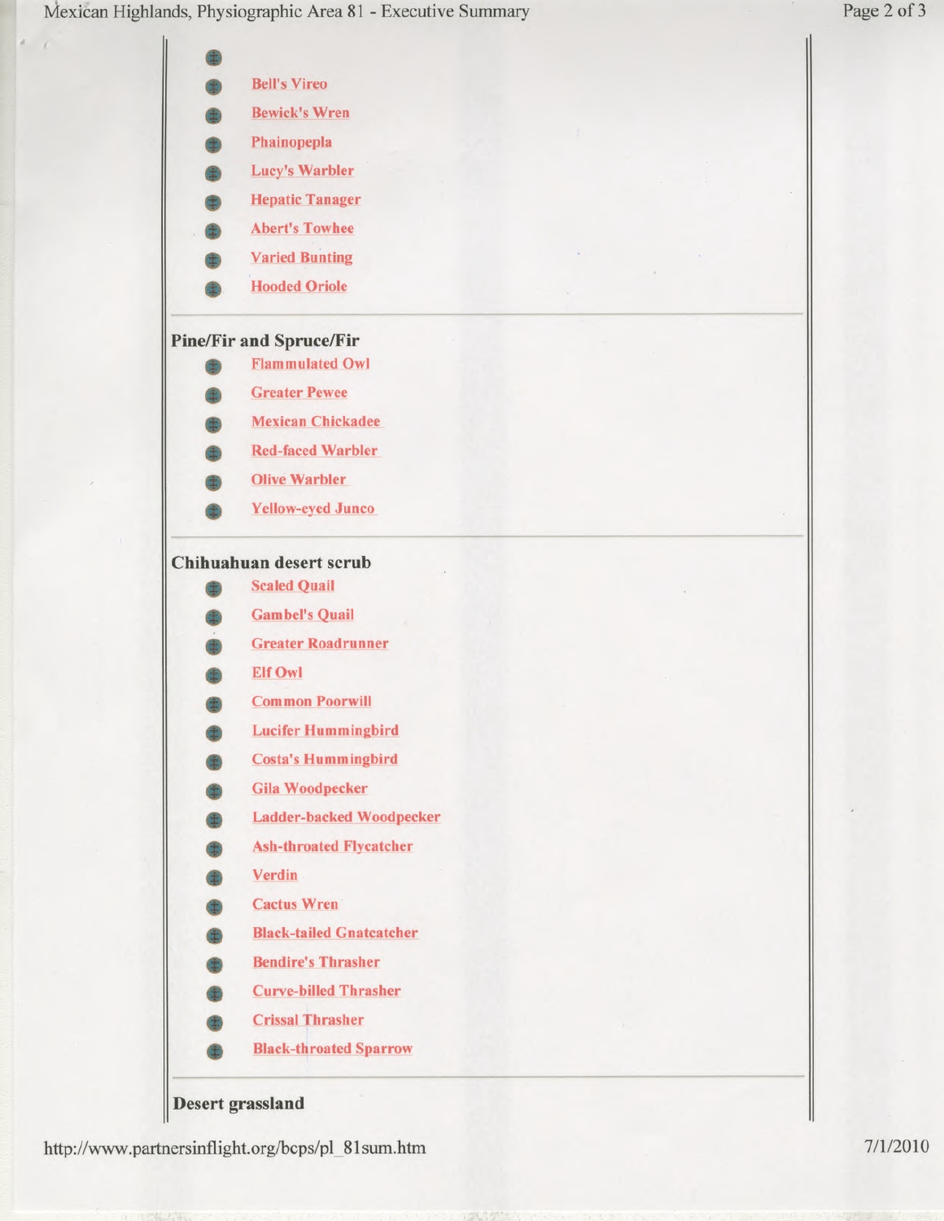- Bell's Vireo
- Bewick's Wren
- Phainopepla
- Lucy's Warbler
- Hepatic Tanager
- Abert's Towhee
- Varied Bunting
- Hooded Oriole

---

**Pine/Fir and Spruce/Fir**

- Flammulated Owl
- Greater Pewee
- Mexican Chickadee
- Red-faced Warbler
- Olive Warbler
- Yellow-eyed Junco

---

**Chihuahuan desert scrub**

- Scaled Quail
- Gambel's Quail
- Greater Roadrunner
- Elf Owl
- Common Poorwill
- Lucifer Hummingbird
- Costa's Hummingbird
- Gila Woodpecker
- Ladder-backed Woodpecker
- Ash-throated Flycatcher
- Verdin
- Cactus Wren
- Black-tailed Gnatcatcher
- Bendire's Thrasher
- Curve-billed Thrasher
- Crissal Thrasher
- Black-throated Sparrow

---

**Desert grassland**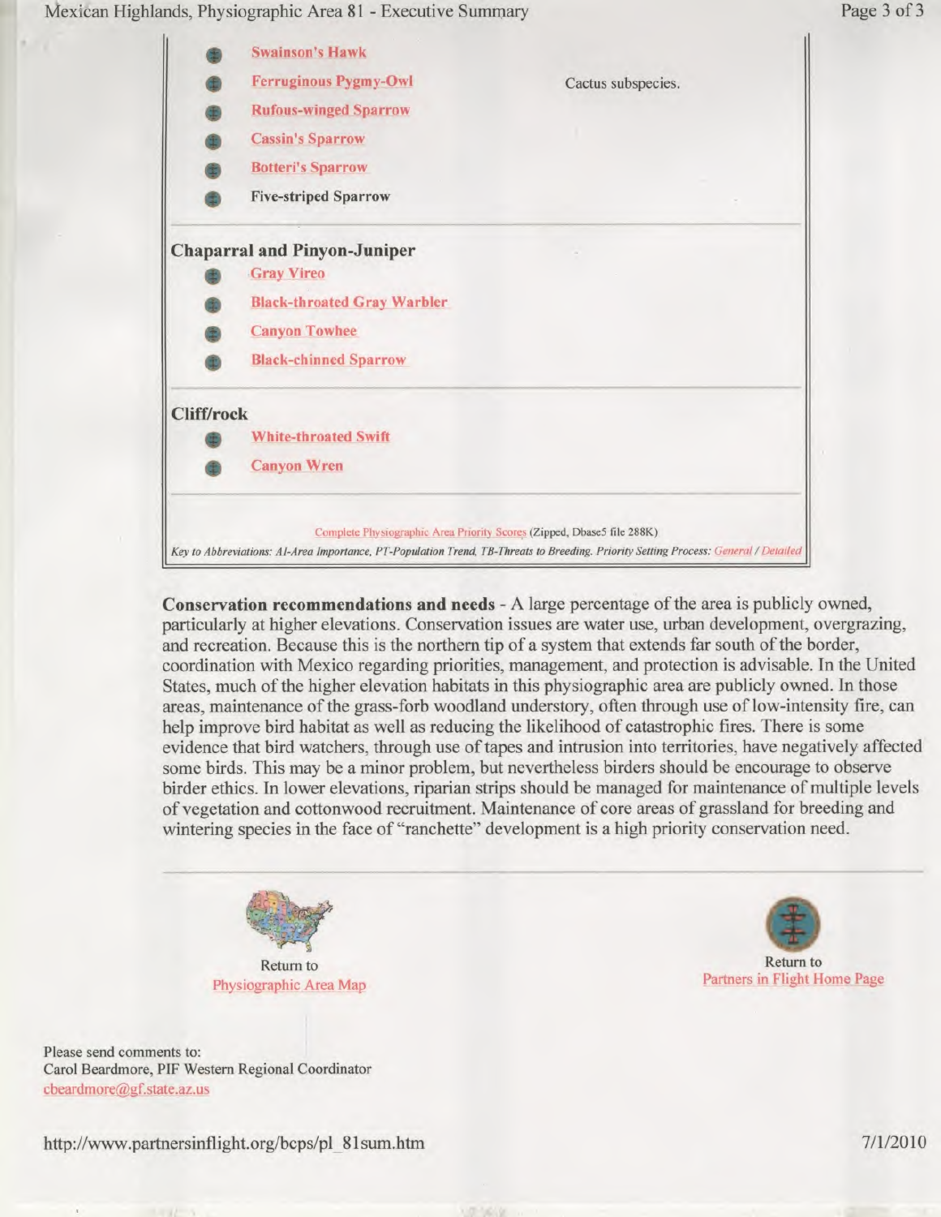- Swainson's Hawk
- Ferruginous Pygmy-Owl — Cactus subspecies.
- Rufous-winged Sparrow
- Cassin's Sparrow
- Botteri's Sparrow
- Five-striped Sparrow

### Chaparral and Pinyon-Juniper

- Gray Vireo
- Black-throated Gray Warbler
- Canyon Towhee
- Black-chinned Sparrow

### Cliff/rock

- White-throated Swift
- Canyon Wren

Complete Physiographic Area Priority Scores (Zipped, Dbase5 file 288K)

*Key to Abbreviations: AI-Area Importance, PT-Population Trend, TB-Threats to Breeding. Priority Setting Process: General / Detailed*

**Conservation recommendations and needs** - A large percentage of the area is publicly owned, particularly at higher elevations. Conservation issues are water use, urban development, overgrazing, and recreation. Because this is the northern tip of a system that extends far south of the border, coordination with Mexico regarding priorities, management, and protection is advisable. In the United States, much of the higher elevation habitats in this physiographic area are publicly owned. In those areas, maintenance of the grass-forb woodland understory, often through use of low-intensity fire, can help improve bird habitat as well as reducing the likelihood of catastrophic fires. There is some evidence that bird watchers, through use of tapes and intrusion into territories, have negatively affected some birds. This may be a minor problem, but nevertheless birders should be encourage to observe birder ethics. In lower elevations, riparian strips should be managed for maintenance of multiple levels of vegetation and cottonwood recruitment. Maintenance of core areas of grassland for breeding and wintering species in the face of "ranchette" development is a high priority conservation need.

Return to Physiographic Area Map

Return to Partners in Flight Home Page

Please send comments to:
Carol Beardmore, PIF Western Regional Coordinator
cbeardmore@gf.state.az.us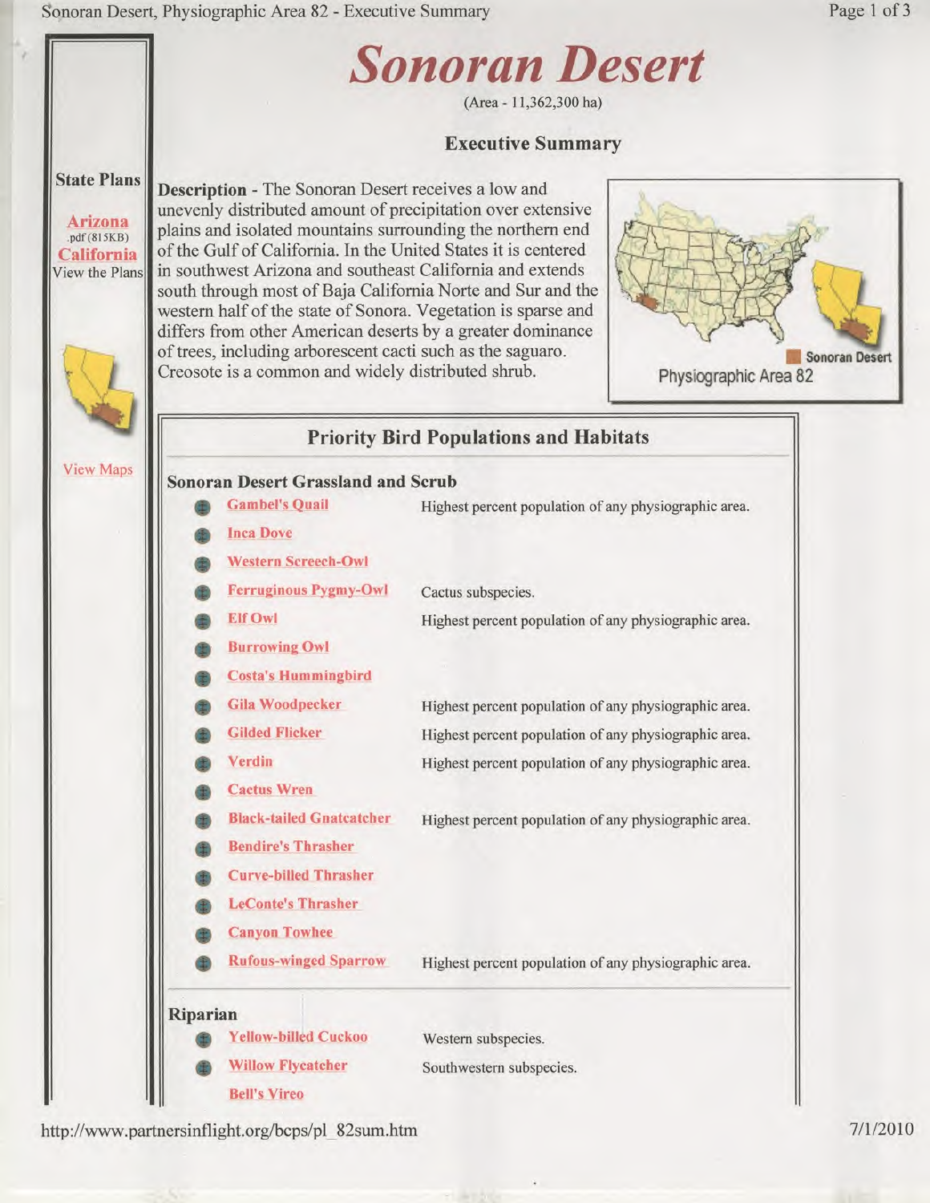# Sonoran Desert

(Area - 11,362,300 ha)

## Executive Summary

**State Plans**

Arizona
.pdf (815KB)
California
View the Plans

View Maps

**Description** - The Sonoran Desert receives a low and unevenly distributed amount of precipitation over extensive plains and isolated mountains surrounding the northern end of the Gulf of California. In the United States it is centered in southwest Arizona and southeast California and extends south through most of Baja California Norte and Sur and the western half of the state of Sonora. Vegetation is sparse and differs from other American deserts by a greater dominance of trees, including arborescent cacti such as the saguaro. Creosote is a common and widely distributed shrub.

Sonoran Desert
Physiographic Area 82

## Priority Bird Populations and Habitats

### Sonoran Desert Grassland and Scrub

| Species | Notes |
|---|---|
| Gambel's Quail | Highest percent population of any physiographic area. |
| Inca Dove | |
| Western Screech-Owl | |
| Ferruginous Pygmy-Owl | Cactus subspecies. |
| Elf Owl | Highest percent population of any physiographic area. |
| Burrowing Owl | |
| Costa's Hummingbird | |
| Gila Woodpecker | Highest percent population of any physiographic area. |
| Gilded Flicker | Highest percent population of any physiographic area. |
| Verdin | Highest percent population of any physiographic area. |
| Cactus Wren | |
| Black-tailed Gnatcatcher | Highest percent population of any physiographic area. |
| Bendire's Thrasher | |
| Curve-billed Thrasher | |
| LeConte's Thrasher | |
| Canyon Towhee | |
| Rufous-winged Sparrow | Highest percent population of any physiographic area. |

### Riparian

| Species | Notes |
|---|---|
| Yellow-billed Cuckoo | Western subspecies. |
| Willow Flycatcher | Southwestern subspecies. |
| Bell's Vireo | |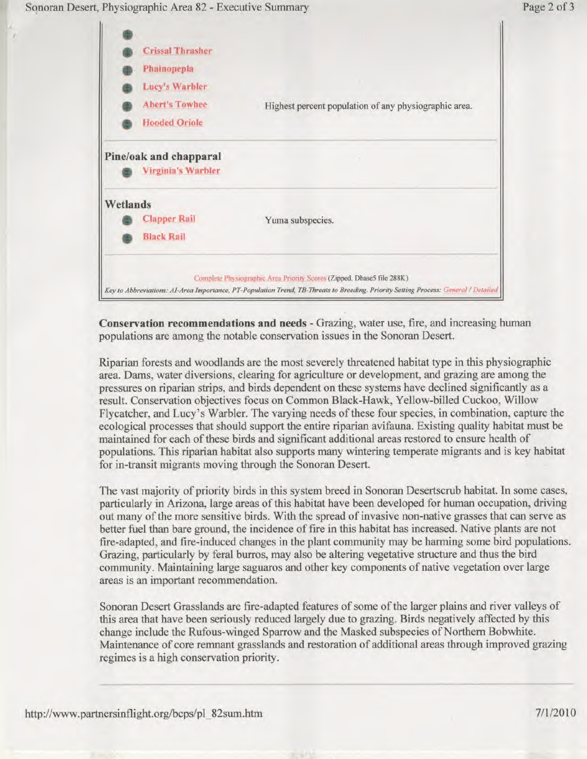| Species | Notes |
| --- | --- |
| Crissal Thrasher | |
| Phainopepla | |
| Lucy's Warbler | |
| Abert's Towhee | Highest percent population of any physiographic area. |
| Hooded Oriole | |
| **Pine/oak and chapparal** | |
| Virginia's Warbler | |
| **Wetlands** | |
| Clapper Rail | Yuma subspecies. |
| Black Rail | |

Complete Physiographic Area Priority Scores (Zipped, Dbase5 file 288K)

*Key to Abbreviations: AI-Area Importance, PT-Population Trend, TB-Threats to Breeding. Priority Setting Process: General / Detailed*

**Conservation recommendations and needs** - Grazing, water use, fire, and increasing human populations are among the notable conservation issues in the Sonoran Desert.

Riparian forests and woodlands are the most severely threatened habitat type in this physiographic area. Dams, water diversions, clearing for agriculture or development, and grazing are among the pressures on riparian strips, and birds dependent on these systems have declined significantly as a result. Conservation objectives focus on Common Black-Hawk, Yellow-billed Cuckoo, Willow Flycatcher, and Lucy's Warbler. The varying needs of these four species, in combination, capture the ecological processes that should support the entire riparian avifauna. Existing quality habitat must be maintained for each of these birds and significant additional areas restored to ensure health of populations. This riparian habitat also supports many wintering temperate migrants and is key habitat for in-transit migrants moving through the Sonoran Desert.

The vast majority of priority birds in this system breed in Sonoran Desertscrub habitat. In some cases, particularly in Arizona, large areas of this habitat have been developed for human occupation, driving out many of the more sensitive birds. With the spread of invasive non-native grasses that can serve as better fuel than bare ground, the incidence of fire in this habitat has increased. Native plants are not fire-adapted, and fire-induced changes in the plant community may be harming some bird populations. Grazing, particularly by feral burros, may also be altering vegetative structure and thus the bird community. Maintaining large saguaros and other key components of native vegetation over large areas is an important recommendation.

Sonoran Desert Grasslands are fire-adapted features of some of the larger plains and river valleys of this area that have been seriously reduced largely due to grazing. Birds negatively affected by this change include the Rufous-winged Sparrow and the Masked subspecies of Northern Bobwhite. Maintenance of core remnant grasslands and restoration of additional areas through improved grazing regimes is a high conservation priority.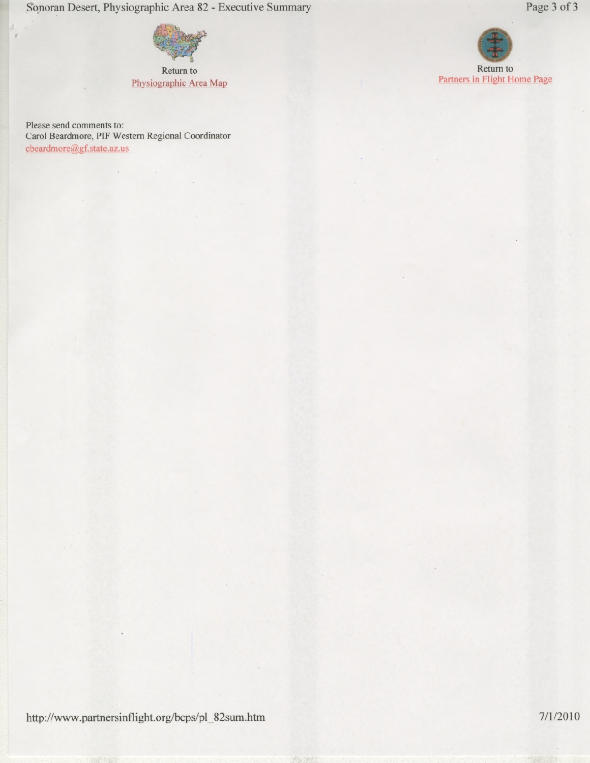Return to
Physiographic Area Map

Return to
Partners in Flight Home Page

Please send comments to:
Carol Beardmore, PIF Western Regional Coordinator
cbeardmore@gf.state.az.us